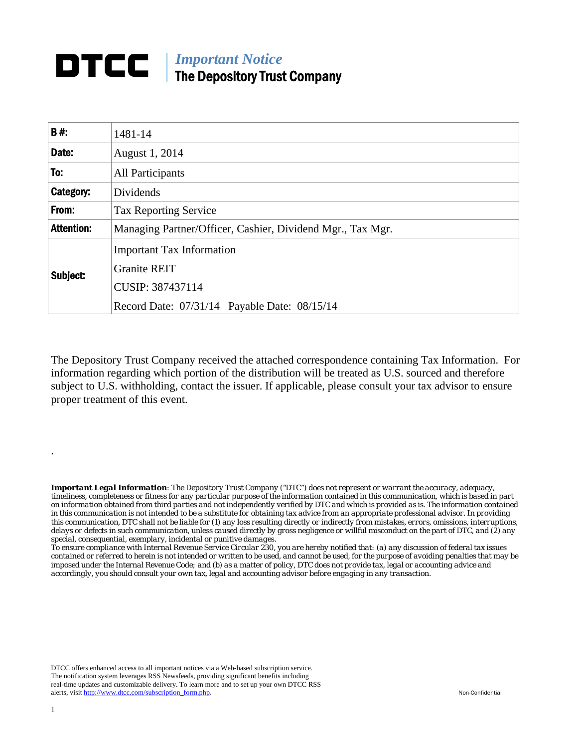# DTCC | *Important Notice* The Depository Trust Company

| | |
|---|---|
| **B #:** | 1481-14 |
| **Date:** | August 1, 2014 |
| **To:** | All Participants |
| **Category:** | Dividends |
| **From:** | Tax Reporting Service |
| **Attention:** | Managing Partner/Officer, Cashier, Dividend Mgr., Tax Mgr. |
| **Subject:** | Important Tax Information<br>Granite REIT<br>CUSIP: 387437114<br>Record Date: 07/31/14 Payable Date: 08/15/14 |

The Depository Trust Company received the attached correspondence containing Tax Information. For information regarding which portion of the distribution will be treated as U.S. sourced and therefore subject to U.S. withholding, contact the issuer. If applicable, please consult your tax advisor to ensure proper treatment of this event.

.

***Important Legal Information****: The Depository Trust Company ("DTC") does not represent or warrant the accuracy, adequacy, timeliness, completeness or fitness for any particular purpose of the information contained in this communication, which is based in part on information obtained from third parties and not independently verified by DTC and which is provided as is. The information contained in this communication is not intended to be a substitute for obtaining tax advice from an appropriate professional advisor. In providing this communication, DTC shall not be liable for (1) any loss resulting directly or indirectly from mistakes, errors, omissions, interruptions, delays or defects in such communication, unless caused directly by gross negligence or willful misconduct on the part of DTC, and (2) any special, consequential, exemplary, incidental or punitive damages.*

*To ensure compliance with Internal Revenue Service Circular 230, you are hereby notified that: (a) any discussion of federal tax issues contained or referred to herein is not intended or written to be used, and cannot be used, for the purpose of avoiding penalties that may be imposed under the Internal Revenue Code; and (b) as a matter of policy, DTC does not provide tax, legal or accounting advice and accordingly, you should consult your own tax, legal and accounting advisor before engaging in any transaction.*

DTCC offers enhanced access to all important notices via a Web-based subscription service. The notification system leverages RSS Newsfeeds, providing significant benefits including real-time updates and customizable delivery. To learn more and to set up your own DTCC RSS alerts, visit http://www.dtcc.com/subscription_form.php.

Non-Confidential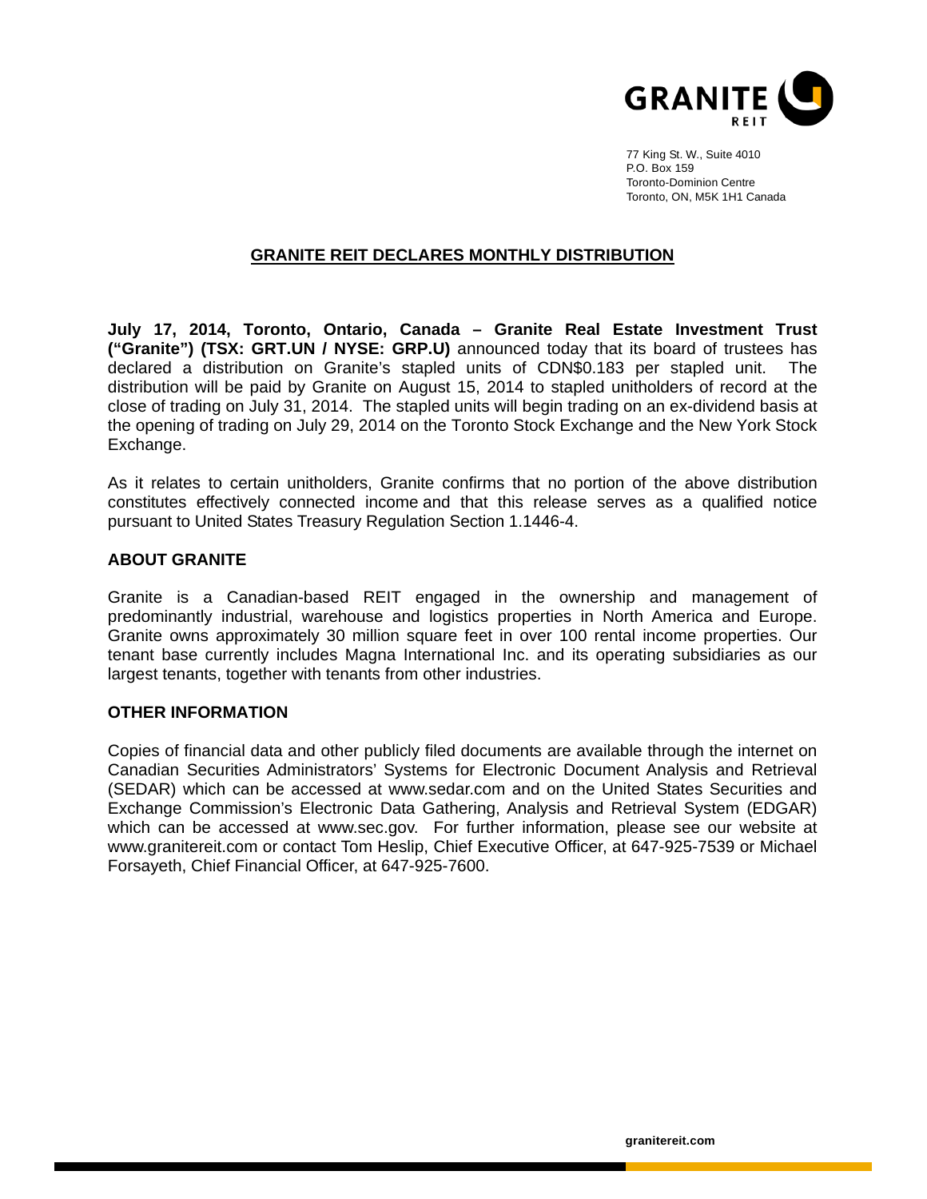77 King St. W., Suite 4010
P.O. Box 159
Toronto-Dominion Centre
Toronto, ON, M5K 1H1 Canada

# GRANITE REIT DECLARES MONTHLY DISTRIBUTION

**July 17, 2014, Toronto, Ontario, Canada – Granite Real Estate Investment Trust ("Granite") (TSX: GRT.UN / NYSE: GRP.U)** announced today that its board of trustees has declared a distribution on Granite's stapled units of CDN$0.183 per stapled unit. The distribution will be paid by Granite on August 15, 2014 to stapled unitholders of record at the close of trading on July 31, 2014. The stapled units will begin trading on an ex-dividend basis at the opening of trading on July 29, 2014 on the Toronto Stock Exchange and the New York Stock Exchange.

As it relates to certain unitholders, Granite confirms that no portion of the above distribution constitutes effectively connected income and that this release serves as a qualified notice pursuant to United States Treasury Regulation Section 1.1446-4.

## ABOUT GRANITE

Granite is a Canadian-based REIT engaged in the ownership and management of predominantly industrial, warehouse and logistics properties in North America and Europe. Granite owns approximately 30 million square feet in over 100 rental income properties. Our tenant base currently includes Magna International Inc. and its operating subsidiaries as our largest tenants, together with tenants from other industries.

## OTHER INFORMATION

Copies of financial data and other publicly filed documents are available through the internet on Canadian Securities Administrators' Systems for Electronic Document Analysis and Retrieval (SEDAR) which can be accessed at www.sedar.com and on the United States Securities and Exchange Commission's Electronic Data Gathering, Analysis and Retrieval System (EDGAR) which can be accessed at www.sec.gov. For further information, please see our website at www.granitereit.com or contact Tom Heslip, Chief Executive Officer, at 647-925-7539 or Michael Forsayeth, Chief Financial Officer, at 647-925-7600.